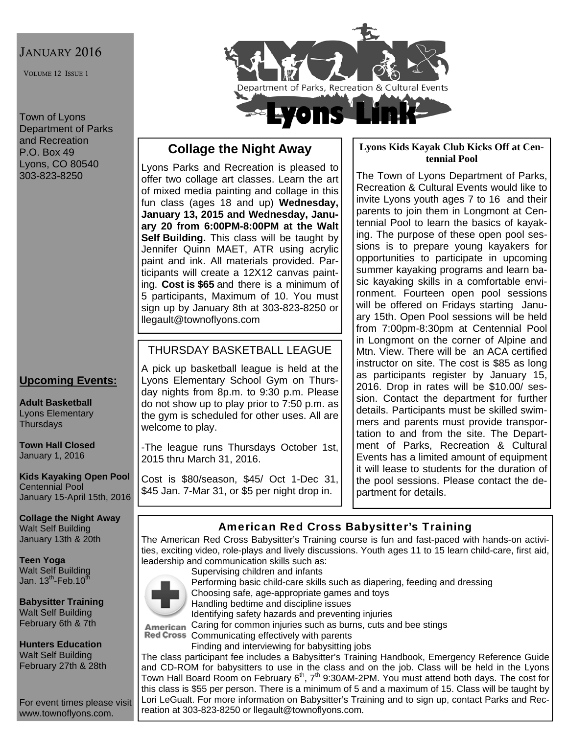# Lyons Link

Department of Parks, Recreation & Cultural Events

JANUARY 2016

VOLUME 12 ISSUE 1

Town of Lyons
Department of Parks and Recreation
P.O. Box 49
Lyons, CO 80540
303-823-8250

## Collage the Night Away

Lyons Parks and Recreation is pleased to offer two collage art classes. Learn the art of mixed media painting and collage in this fun class (ages 18 and up) **Wednesday, January 13, 2015 and Wednesday, January 20 from 6:00PM-8:00PM at the Walt Self Building.** This class will be taught by Jennifer Quinn MAET, ATR using acrylic paint and ink. All materials provided. Participants will create a 12X12 canvas painting. **Cost is $65** and there is a minimum of 5 participants, Maximum of 10. You must sign up by January 8th at 303-823-8250 or llegault@townoflyons.com

## THURSDAY BASKETBALL LEAGUE

A pick up basketball league is held at the Lyons Elementary School Gym on Thursday nights from 8p.m. to 9:30 p.m. Please do not show up to play prior to 7:50 p.m. as the gym is scheduled for other uses. All are welcome to play.

-The league runs Thursdays October 1st, 2015 thru March 31, 2016.

Cost is $80/season, $45/ Oct 1-Dec 31, $45 Jan. 7-Mar 31, or $5 per night drop in.

## Lyons Kids Kayak Club Kicks Off at Centennial Pool

The Town of Lyons Department of Parks, Recreation & Cultural Events would like to invite Lyons youth ages 7 to 16 and their parents to join them in Longmont at Centennial Pool to learn the basics of kayaking. The purpose of these open pool sessions is to prepare young kayakers for opportunities to participate in upcoming summer kayaking programs and learn basic kayaking skills in a comfortable environment. Fourteen open pool sessions will be offered on Fridays starting January 15th. Open Pool sessions will be held from 7:00pm-8:30pm at Centennial Pool in Longmont on the corner of Alpine and Mtn. View. There will be an ACA certified instructor on site. The cost is $85 as long as participants register by January 15, 2016. Drop in rates will be $10.00/ session. Contact the department for further details. Participants must be skilled swimmers and parents must provide transportation to and from the site. The Department of Parks, Recreation & Cultural Events has a limited amount of equipment it will lease to students for the duration of the pool sessions. Please contact the department for details.

## American Red Cross Babysitter's Training

The American Red Cross Babysitter's Training course is fun and fast-paced with hands-on activities, exciting video, role-plays and lively discussions. Youth ages 11 to 15 learn child-care, first aid, leadership and communication skills such as:

- Supervising children and infants
- Performing basic child-care skills such as diapering, feeding and dressing
- Choosing safe, age-appropriate games and toys
- Handling bedtime and discipline issues
- Identifying safety hazards and preventing injuries
- Caring for common injuries such as burns, cuts and bee stings
- Communicating effectively with parents
- Finding and interviewing for babysitting jobs

The class participant fee includes a Babysitter's Training Handbook, Emergency Reference Guide and CD-ROM for babysitters to use in the class and on the job. Class will be held in the Lyons Town Hall Board Room on February 6th, 7th 9:30AM-2PM. You must attend both days. The cost for this class is $55 per person. There is a minimum of 5 and a maximum of 15. Class will be taught by Lori LeGualt. For more information on Babysitter's Training and to sign up, contact Parks and Recreation at 303-823-8250 or llegault@townoflyons.com.

## Upcoming Events:

**Adult Basketball**
Lyons Elementary
Thursdays

**Town Hall Closed**
January 1, 2016

**Kids Kayaking Open Pool**
Centennial Pool
January 15-April 15th, 2016

**Collage the Night Away**
Walt Self Building
January 13th & 20th

**Teen Yoga**
Walt Self Building
Jan. 13th-Feb.10th

**Babysitter Training**
Walt Self Building
February 6th & 7th

**Hunters Education**
Walt Self Building
February 27th & 28th

For event times please visit www.townoflyons.com.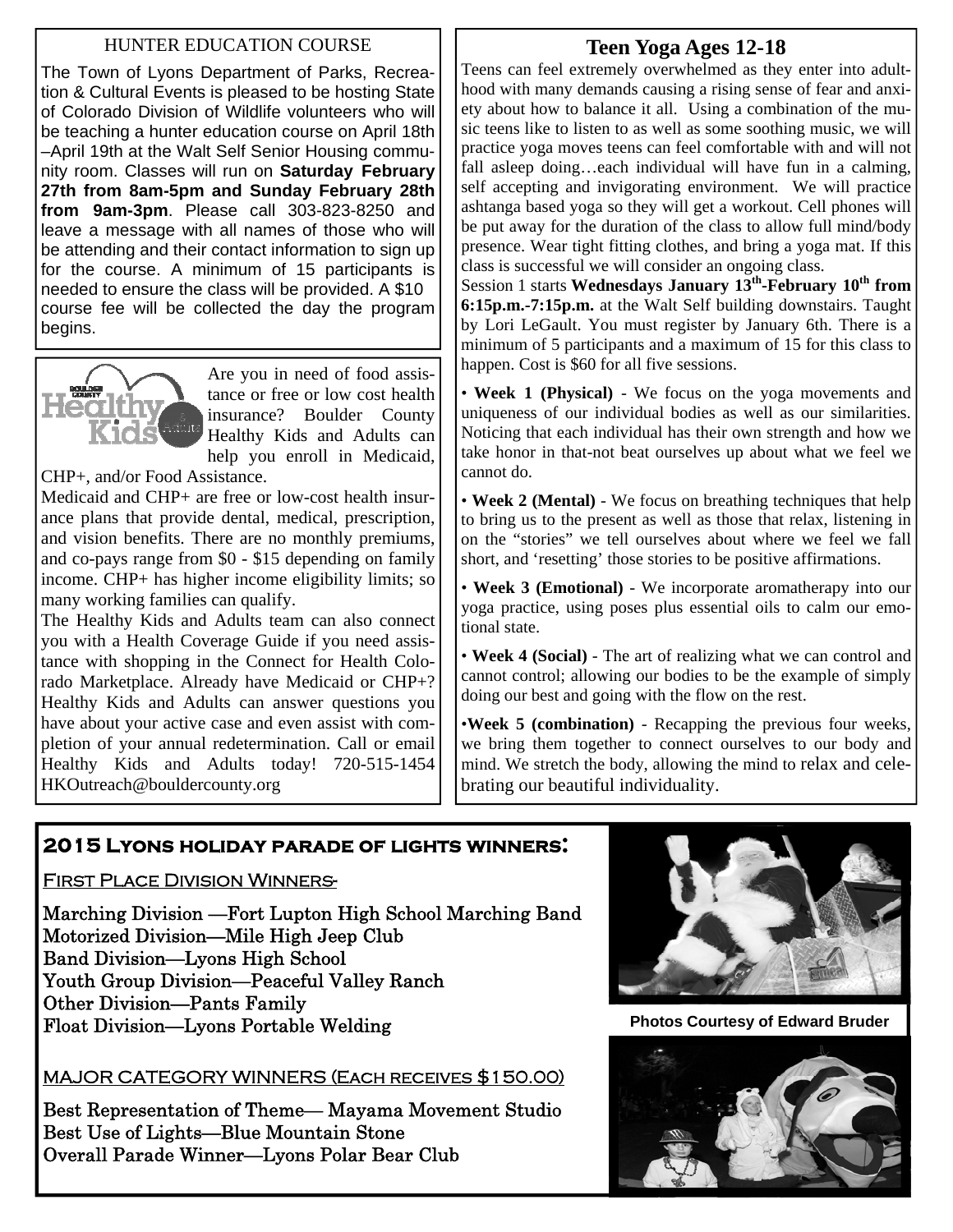## HUNTER EDUCATION COURSE

The Town of Lyons Department of Parks, Recreation & Cultural Events is pleased to be hosting State of Colorado Division of Wildlife volunteers who will be teaching a hunter education course on April 18th –April 19th at the Walt Self Senior Housing community room. Classes will run on **Saturday February 27th from 8am-5pm and Sunday February 28th from 9am-3pm**. Please call 303-823-8250 and leave a message with all names of those who will be attending and their contact information to sign up for the course. A minimum of 15 participants is needed to ensure the class will be provided. A $10 course fee will be collected the day the program begins.

Are you in need of food assistance or free or low cost health insurance? Boulder County Healthy Kids and Adults can help you enroll in Medicaid, CHP+, and/or Food Assistance.

Medicaid and CHP+ are free or low-cost health insurance plans that provide dental, medical, prescription, and vision benefits. There are no monthly premiums, and co-pays range from $0 - $15 depending on family income. CHP+ has higher income eligibility limits; so many working families can qualify.

The Healthy Kids and Adults team can also connect you with a Health Coverage Guide if you need assistance with shopping in the Connect for Health Colorado Marketplace. Already have Medicaid or CHP+? Healthy Kids and Adults can answer questions you have about your active case and even assist with completion of your annual redetermination. Call or email Healthy Kids and Adults today! 720-515-1454 HKOutreach@bouldercounty.org

## Teen Yoga Ages 12-18

Teens can feel extremely overwhelmed as they enter into adulthood with many demands causing a rising sense of fear and anxiety about how to balance it all. Using a combination of the music teens like to listen to as well as some soothing music, we will practice yoga moves teens can feel comfortable with and will not fall asleep doing…each individual will have fun in a calming, self accepting and invigorating environment. We will practice ashtanga based yoga so they will get a workout. Cell phones will be put away for the duration of the class to allow full mind/body presence. Wear tight fitting clothes, and bring a yoga mat. If this class is successful we will consider an ongoing class.

Session 1 starts **Wednesdays January 13th-February 10th from 6:15p.m.-7:15p.m.** at the Walt Self building downstairs. Taught by Lori LeGault. You must register by January 6th. There is a minimum of 5 participants and a maximum of 15 for this class to happen. Cost is $60 for all five sessions.

- **Week 1 (Physical)** - We focus on the yoga movements and uniqueness of our individual bodies as well as our similarities. Noticing that each individual has their own strength and how we take honor in that-not beat ourselves up about what we feel we cannot do.
- **Week 2 (Mental)** - We focus on breathing techniques that help to bring us to the present as well as those that relax, listening in on the "stories" we tell ourselves about where we feel we fall short, and 'resetting' those stories to be positive affirmations.
- **Week 3 (Emotional)** - We incorporate aromatherapy into our yoga practice, using poses plus essential oils to calm our emotional state.
- **Week 4 (Social)** - The art of realizing what we can control and cannot control; allowing our bodies to be the example of simply doing our best and going with the flow on the rest.
- **Week 5 (combination)** - Recapping the previous four weeks, we bring them together to connect ourselves to our body and mind. We stretch the body, allowing the mind to relax and celebrating our beautiful individuality.

## 2015 Lyons holiday parade of lights winners:

First Place Division Winners-

Marching Division —Fort Lupton High School Marching Band
Motorized Division—Mile High Jeep Club
Band Division—Lyons High School
Youth Group Division—Peaceful Valley Ranch
Other Division—Pants Family
Float Division—Lyons Portable Welding

MAJOR CATEGORY WINNERS (Each receives $150.00)

Best Representation of Theme— Mayama Movement Studio
Best Use of Lights—Blue Mountain Stone
Overall Parade Winner—Lyons Polar Bear Club

**Photos Courtesy of Edward Bruder**